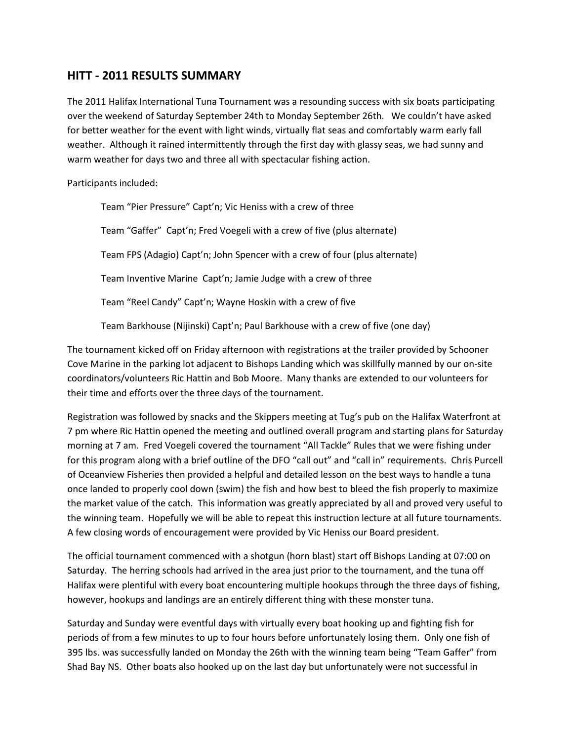## HITT - 2011 RESULTS SUMMARY

The 2011 Halifax International Tuna Tournament was a resounding success with six boats participating over the weekend of Saturday September 24th to Monday September 26th. We couldn't have asked for better weather for the event with light winds, virtually flat seas and comfortably warm early fall weather. Although it rained intermittently through the first day with glassy seas, we had sunny and warm weather for days two and three all with spectacular fishing action.

Participants included:

Team "Pier Pressure" Capt'n; Vic Heniss with a crew of three

Team "Gaffer" Capt'n; Fred Voegeli with a crew of five (plus alternate)

Team FPS (Adagio) Capt'n; John Spencer with a crew of four (plus alternate)

Team Inventive Marine Capt'n; Jamie Judge with a crew of three

Team "Reel Candy" Capt'n; Wayne Hoskin with a crew of five

Team Barkhouse (Nijinski) Capt'n; Paul Barkhouse with a crew of five (one day)

The tournament kicked off on Friday afternoon with registrations at the trailer provided by Schooner Cove Marine in the parking lot adjacent to Bishops Landing which was skillfully manned by our on-site coordinators/volunteers Ric Hattin and Bob Moore. Many thanks are extended to our volunteers for their time and efforts over the three days of the tournament.

Registration was followed by snacks and the Skippers meeting at Tug's pub on the Halifax Waterfront at 7 pm where Ric Hattin opened the meeting and outlined overall program and starting plans for Saturday morning at 7 am. Fred Voegeli covered the tournament "All Tackle" Rules that we were fishing under for this program along with a brief outline of the DFO "call out" and "call in" requirements. Chris Purcell of Oceanview Fisheries then provided a helpful and detailed lesson on the best ways to handle a tuna once landed to properly cool down (swim) the fish and how best to bleed the fish properly to maximize the market value of the catch. This information was greatly appreciated by all and proved very useful to the winning team. Hopefully we will be able to repeat this instruction lecture at all future tournaments. A few closing words of encouragement were provided by Vic Heniss our Board president.

The official tournament commenced with a shotgun (horn blast) start off Bishops Landing at 07:00 on Saturday. The herring schools had arrived in the area just prior to the tournament, and the tuna off Halifax were plentiful with every boat encountering multiple hookups through the three days of fishing, however, hookups and landings are an entirely different thing with these monster tuna.

Saturday and Sunday were eventful days with virtually every boat hooking up and fighting fish for periods of from a few minutes to up to four hours before unfortunately losing them. Only one fish of 395 lbs. was successfully landed on Monday the 26th with the winning team being "Team Gaffer" from Shad Bay NS. Other boats also hooked up on the last day but unfortunately were not successful in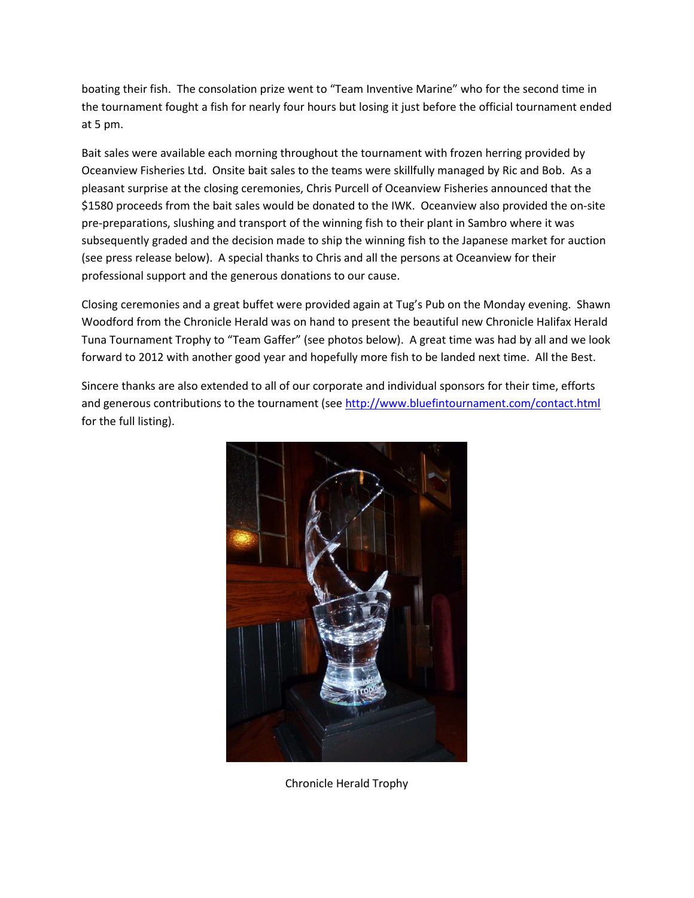boating their fish. The consolation prize went to "Team Inventive Marine" who for the second time in the tournament fought a fish for nearly four hours but losing it just before the official tournament ended at 5 pm.

Bait sales were available each morning throughout the tournament with frozen herring provided by Oceanview Fisheries Ltd. Onsite bait sales to the teams were skillfully managed by Ric and Bob. As a pleasant surprise at the closing ceremonies, Chris Purcell of Oceanview Fisheries announced that the $1580 proceeds from the bait sales would be donated to the IWK. Oceanview also provided the on-site pre-preparations, slushing and transport of the winning fish to their plant in Sambro where it was subsequently graded and the decision made to ship the winning fish to the Japanese market for auction (see press release below). A special thanks to Chris and all the persons at Oceanview for their professional support and the generous donations to our cause.

Closing ceremonies and a great buffet were provided again at Tug's Pub on the Monday evening. Shawn Woodford from the Chronicle Herald was on hand to present the beautiful new Chronicle Halifax Herald Tuna Tournament Trophy to "Team Gaffer" (see photos below). A great time was had by all and we look forward to 2012 with another good year and hopefully more fish to be landed next time. All the Best.

Sincere thanks are also extended to all of our corporate and individual sponsors for their time, efforts and generous contributions to the tournament (see http://www.bluefintournament.com/contact.html for the full listing).

Chronicle Herald Trophy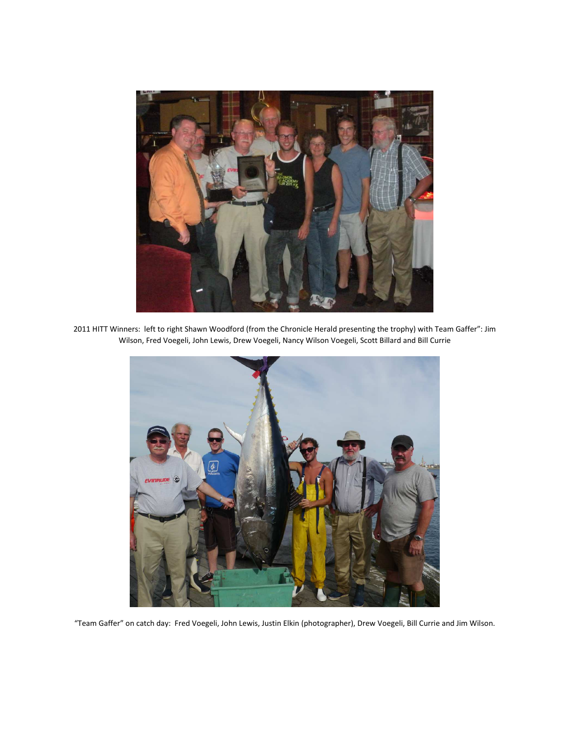2011 HITT Winners: left to right Shawn Woodford (from the Chronicle Herald presenting the trophy) with Team Gaffer": Jim Wilson, Fred Voegeli, John Lewis, Drew Voegeli, Nancy Wilson Voegeli, Scott Billard and Bill Currie

"Team Gaffer" on catch day: Fred Voegeli, John Lewis, Justin Elkin (photographer), Drew Voegeli, Bill Currie and Jim Wilson.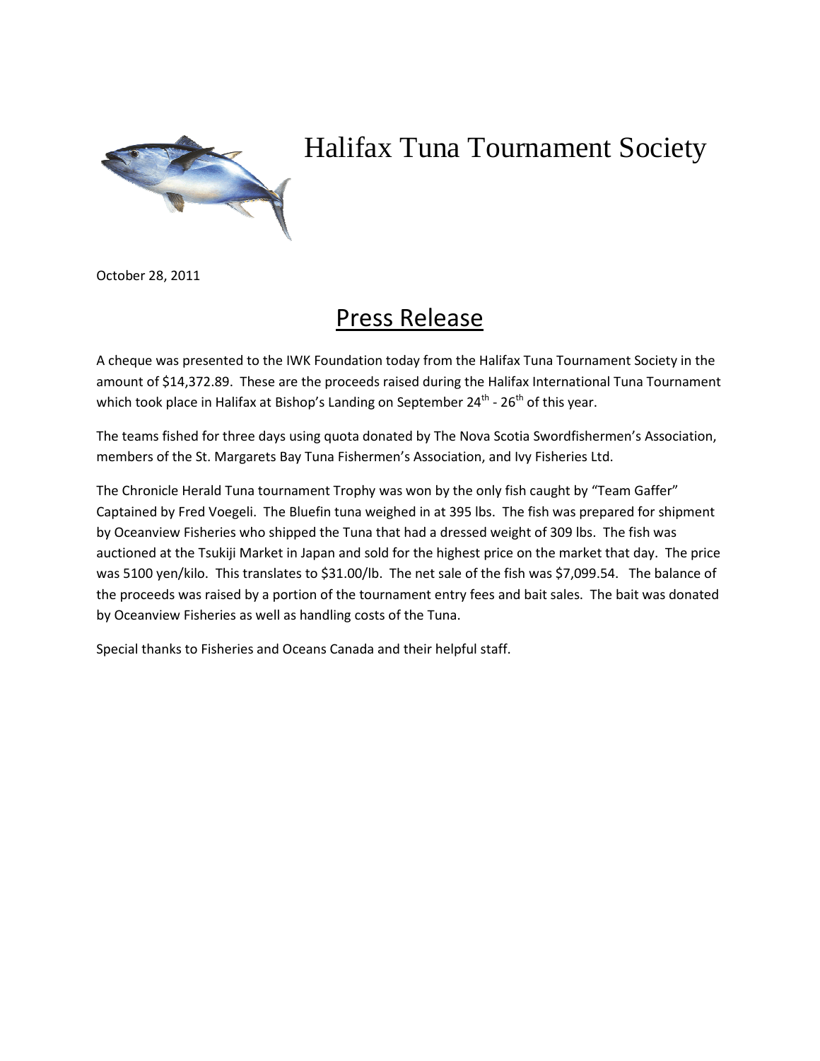# Halifax Tuna Tournament Society

October 28, 2011

## Press Release

A cheque was presented to the IWK Foundation today from the Halifax Tuna Tournament Society in the amount of $14,372.89. These are the proceeds raised during the Halifax International Tuna Tournament which took place in Halifax at Bishop's Landing on September 24th - 26th of this year.

The teams fished for three days using quota donated by The Nova Scotia Swordfishermen's Association, members of the St. Margarets Bay Tuna Fishermen's Association, and Ivy Fisheries Ltd.

The Chronicle Herald Tuna tournament Trophy was won by the only fish caught by "Team Gaffer" Captained by Fred Voegeli. The Bluefin tuna weighed in at 395 lbs. The fish was prepared for shipment by Oceanview Fisheries who shipped the Tuna that had a dressed weight of 309 lbs. The fish was auctioned at the Tsukiji Market in Japan and sold for the highest price on the market that day. The price was 5100 yen/kilo. This translates to $31.00/lb. The net sale of the fish was $7,099.54. The balance of the proceeds was raised by a portion of the tournament entry fees and bait sales. The bait was donated by Oceanview Fisheries as well as handling costs of the Tuna.

Special thanks to Fisheries and Oceans Canada and their helpful staff.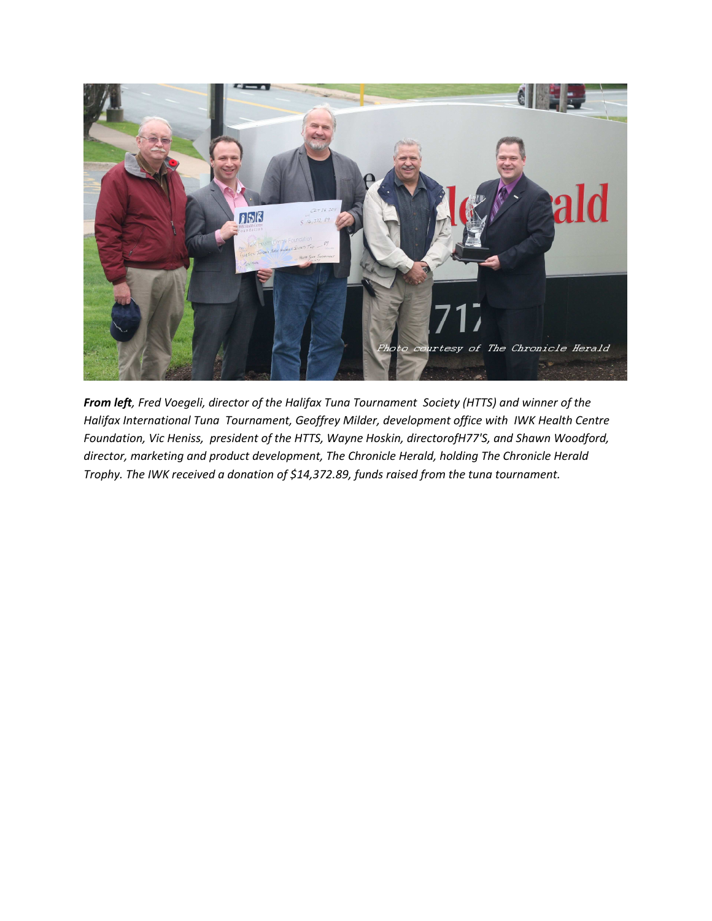***From left**, Fred Voegeli, director of the Halifax Tuna Tournament  Society (HTTS) and winner of the Halifax International Tuna  Tournament, Geoffrey Milder, development office with  IWK Health Centre Foundation, Vic Heniss,  president of the HTTS, Wayne Hoskin, directorofH77'S, and Shawn Woodford, director, marketing and product development, The Chronicle Herald, holding The Chronicle Herald Trophy. The IWK received a donation of $14,372.89, funds raised from the tuna tournament.*